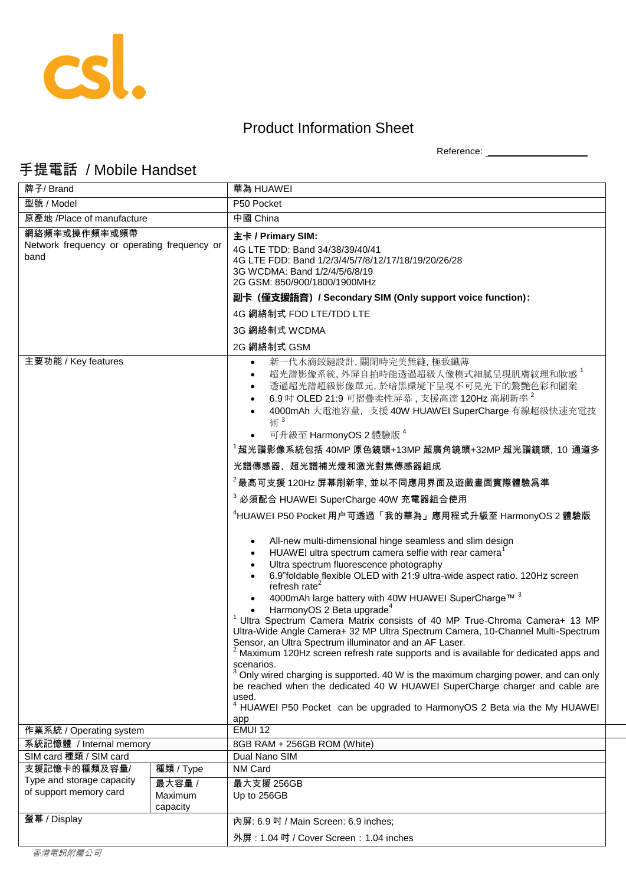csl.

# Product Information Sheet

Reference: ___________________

## 手提電話 / Mobile Handset

| | | |
|---|---|---|
| 牌子/ Brand | | 華為 HUAWEI |
| 型號 / Model | | P50 Pocket |
| 原產地 /Place of manufacture | | 中國 China |
| 網絡頻率或操作頻率或頻帶<br>Network frequency or operating frequency or band | | **主卡 / Primary SIM:**<br>4G LTE TDD: Band 34/38/39/40/41<br>4G LTE FDD: Band 1/2/3/4/5/7/8/12/17/18/19/20/26/28<br>3G WCDMA: Band 1/2/4/5/6/8/19<br>2G GSM: 850/900/1800/1900MHz<br>**副卡（僅支援語音）/ Secondary SIM (Only support voice function):**<br>4G 網絡制式 FDD LTE/TDD LTE<br>3G 網絡制式 WCDMA<br>2G 網絡制式 GSM |
| 主要功能 / Key features | | • 新一代水滴鉸鏈設計, 關閉時完美無縫, 極致纖薄<br>• 超光譜影像系統, 外屏自拍時能透過超級人像模式細膩呈現肌膚紋理和妝感 [1]<br>• 透過超光譜超級影像單元, 於暗黑環境下呈現不可見光下的驚艷色彩和圖案<br>• 6.9 吋 OLED 21:9 可摺疊柔性屏幕 , 支援高達 120Hz 高刷新率 [2]<br>• 4000mAh 大電池容量， 支援 40W HUAWEI SuperCharge 有線超級快速充電技術 [3]<br>• 可升級至 HarmonyOS 2 體驗版 [4]<br>[1] 超光譜影像系統包括 40MP 原色鏡頭+13MP 超廣角鏡頭+32MP 超光譜鏡頭, 10 通道多光譜傳感器、超光譜補光燈和激光對焦傳感器組成<br>[2] 最高可支援 120Hz 屏幕刷新率, 並以不同應用界面及遊戲畫面實際體驗爲準<br>[3] 必須配合 HUAWEI SuperCharge 40W 充電器組合使用<br>[4] HUAWEI P50 Pocket 用户可透過「我的華為」應用程式升級至 HarmonyOS 2 體驗版<br><br>• All-new multi-dimensional hinge seamless and slim design<br>• HUAWEI ultra spectrum camera selfie with rear camera[1]<br>• Ultra spectrum fluorescence photography<br>• 6.9"foldable flexible OLED with 21:9 ultra-wide aspect ratio. 120Hz screen refresh rate[2]<br>• 4000mAh large battery with 40W HUAWEI SuperCharge™ [3]<br>• HarmonyOS 2 Beta upgrade[4]<br>[1] Ultra Spectrum Camera Matrix consists of 40 MP True-Chroma Camera+ 13 MP Ultra-Wide Angle Camera+ 32 MP Ultra Spectrum Camera, 10-Channel Multi-Spectrum Sensor, an Ultra Spectrum illuminator and an AF Laser.<br>[2] Maximum 120Hz screen refresh rate supports and is available for dedicated apps and scenarios.<br>[3] Only wired charging is supported. 40 W is the maximum charging power, and can only be reached when the dedicated 40 W HUAWEI SuperCharge charger and cable are used.<br>[4] HUAWEI P50 Pocket can be upgraded to HarmonyOS 2 Beta via the My HUAWEI app |
| 作業系統 / Operating system | | EMUI 12 |
| 系統記憶體 / Internal memory | | 8GB RAM + 256GB ROM (White) |
| SIM card 種類 / SIM card | | Dual Nano SIM |
| 支援記憶卡的種類及容量/ Type and storage capacity of support memory card | 種類 / Type | NM Card |
| | 最大容量 / Maximum capacity | 最大支援 256GB<br>Up to 256GB |
| 螢幕 / Display | | 內屏: 6.9 吋 / Main Screen: 6.9 inches;<br>外屏 : 1.04 吋 / Cover Screen : 1.04 inches |

*香港電訊附屬公司*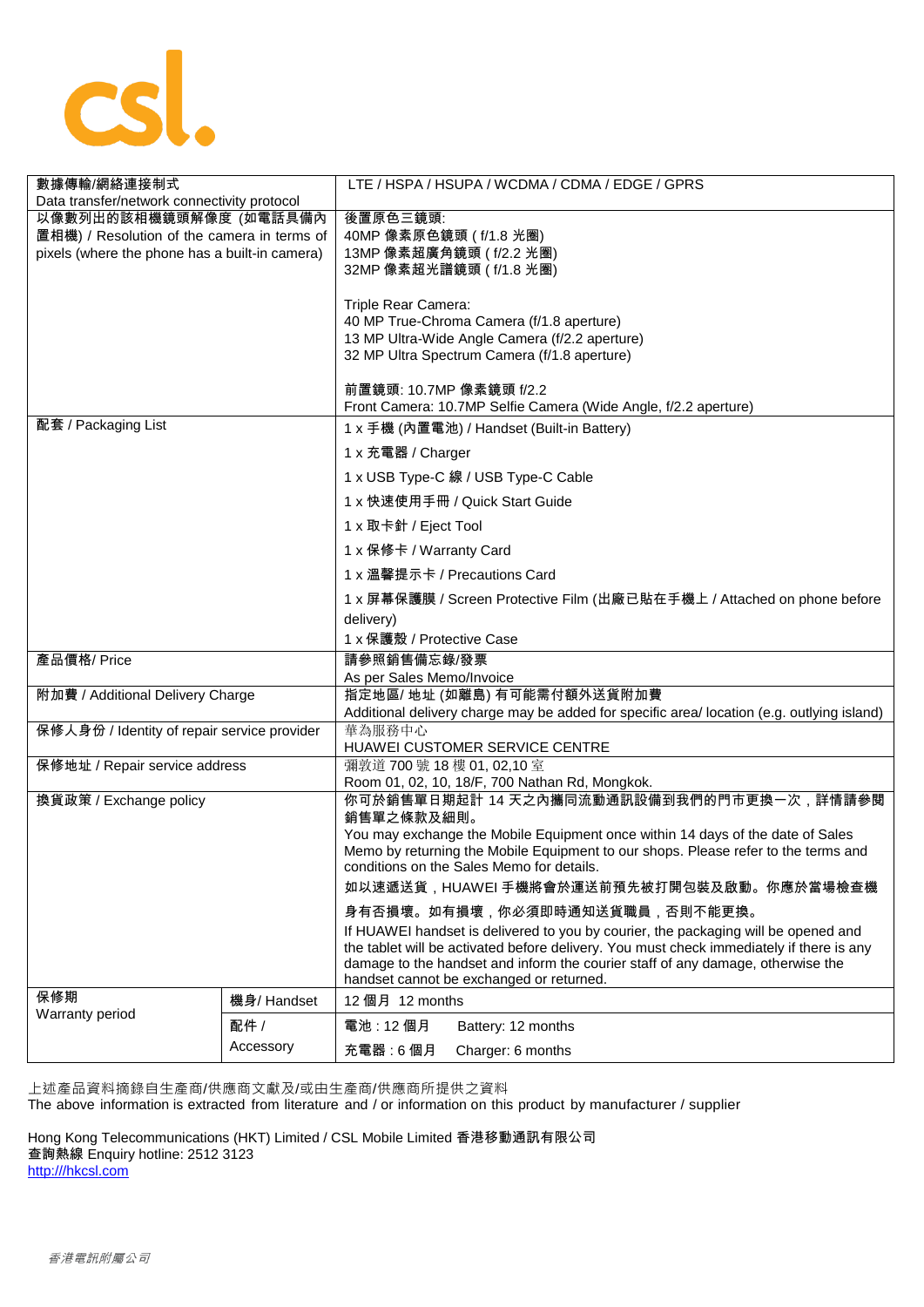| | | |
|---|---|---|
| 數據傳輸/網絡連接制式<br>Data transfer/network connectivity protocol | | LTE / HSPA / HSUPA / WCDMA / CDMA / EDGE / GPRS |
| 以像數列出的該相機鏡頭解像度 (如電話具備內置相機) / Resolution of the camera in terms of pixels (where the phone has a built-in camera) | | 後置原色三鏡頭:<br>40MP 像素原色鏡頭 ( f/1.8 光圈)<br>13MP 像素超廣角鏡頭 ( f/2.2 光圈)<br>32MP 像素超光譜鏡頭 ( f/1.8 光圈)<br><br>Triple Rear Camera:<br>40 MP True-Chroma Camera (f/1.8 aperture)<br>13 MP Ultra-Wide Angle Camera (f/2.2 aperture)<br>32 MP Ultra Spectrum Camera (f/1.8 aperture)<br><br>前置鏡頭: 10.7MP 像素鏡頭 f/2.2<br>Front Camera: 10.7MP Selfie Camera (Wide Angle, f/2.2 aperture) |
| 配套 / Packaging List | | 1 x 手機 (內置電池) / Handset (Built-in Battery)<br>1 x 充電器 / Charger<br>1 x USB Type-C 線 / USB Type-C Cable<br>1 x 快速使用手冊 / Quick Start Guide<br>1 x 取卡針 / Eject Tool<br>1 x 保修卡 / Warranty Card<br>1 x 溫馨提示卡 / Precautions Card<br>1 x 屏幕保護膜 / Screen Protective Film (出廠已貼在手機上 / Attached on phone before delivery)<br>1 x 保護殼 / Protective Case |
| 產品價格/ Price | | 請參照銷售備忘錄/發票<br>As per Sales Memo/Invoice |
| 附加費 / Additional Delivery Charge | | 指定地區/ 地址 (如離島) 有可能需付額外送貨附加費<br>Additional delivery charge may be added for specific area/ location (e.g. outlying island) |
| 保修人身份 / Identity of repair service provider | | 華為服務中心<br>HUAWEI CUSTOMER SERVICE CENTRE |
| 保修地址 / Repair service address | | 彌敦道 700 號 18 樓 01, 02,10 室<br>Room 01, 02, 10, 18/F, 700 Nathan Rd, Mongkok. |
| 換貨政策 / Exchange policy | | 你可於銷售單日期起計 14 天之內攜同流動通訊設備到我們的門市更換一次，詳情請參閱銷售單之條款及細則。<br>You may exchange the Mobile Equipment once within 14 days of the date of Sales Memo by returning the Mobile Equipment to our shops. Please refer to the terms and conditions on the Sales Memo for details.<br>如以速遞送貨，HUAWEI 手機將會於運送前預先被打開包裝及啟動。你應於當場檢查機身有否損壞。如有損壞，你必須即時通知送貨職員，否則不能更換。<br>If HUAWEI handset is delivered to you by courier, the packaging will be opened and the tablet will be activated before delivery. You must check immediately if there is any damage to the handset and inform the courier staff of any damage, otherwise the handset cannot be exchanged or returned. |
| 保修期<br>Warranty period | 機身/ Handset | 12 個月 12 months |
| | 配件 / Accessory | 電池 : 12 個月 Battery: 12 months<br>充電器 : 6 個月 Charger: 6 months |

上述產品資料摘錄自生產商/供應商文獻及/或由生產商/供應商所提供之資料
The above information is extracted from literature and / or information on this product by manufacturer / supplier

Hong Kong Telecommunications (HKT) Limited / CSL Mobile Limited 香港移動通訊有限公司
查詢熱線 Enquiry hotline: 2512 3123
http:///hkcsl.com